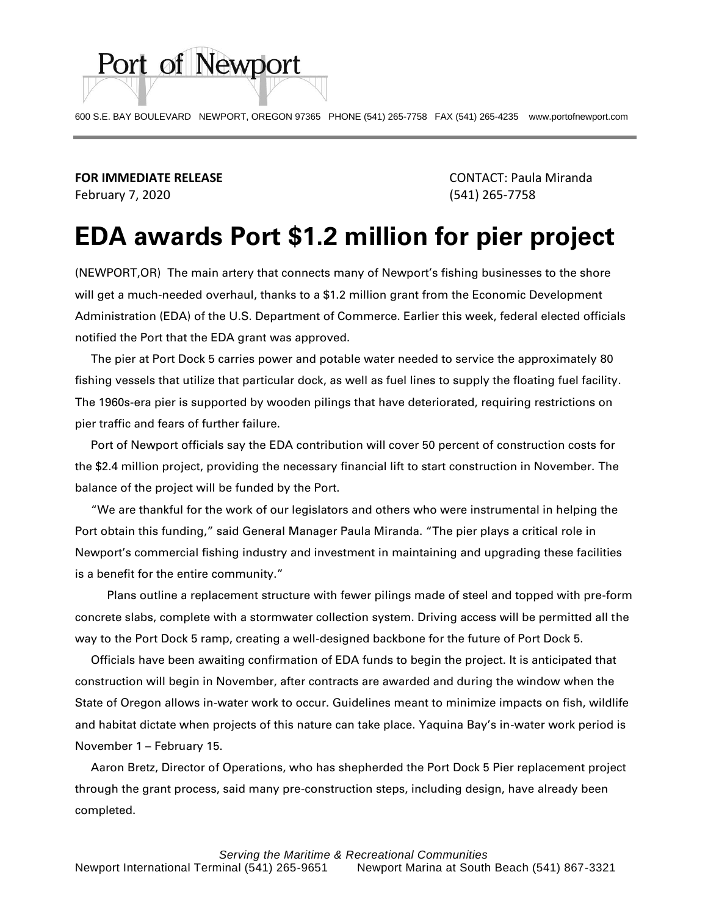Port of Newport

600 S.E. BAY BOULEVARD NEWPORT, OREGON 97365 PHONE (541) 265-7758 FAX (541) 265-4235 www.portofnewport.com

**FOR IMMEDIATE RELEASE**
February 7, 2020

CONTACT: Paula Miranda
(541) 265-7758

# EDA awards Port $1.2 million for pier project

(NEWPORT,OR) The main artery that connects many of Newport's fishing businesses to the shore will get a much-needed overhaul, thanks to a $1.2 million grant from the Economic Development Administration (EDA) of the U.S. Department of Commerce. Earlier this week, federal elected officials notified the Port that the EDA grant was approved.

The pier at Port Dock 5 carries power and potable water needed to service the approximately 80 fishing vessels that utilize that particular dock, as well as fuel lines to supply the floating fuel facility. The 1960s-era pier is supported by wooden pilings that have deteriorated, requiring restrictions on pier traffic and fears of further failure.

Port of Newport officials say the EDA contribution will cover 50 percent of construction costs for the $2.4 million project, providing the necessary financial lift to start construction in November. The balance of the project will be funded by the Port.

"We are thankful for the work of our legislators and others who were instrumental in helping the Port obtain this funding," said General Manager Paula Miranda. "The pier plays a critical role in Newport's commercial fishing industry and investment in maintaining and upgrading these facilities is a benefit for the entire community."

Plans outline a replacement structure with fewer pilings made of steel and topped with pre-form concrete slabs, complete with a stormwater collection system. Driving access will be permitted all the way to the Port Dock 5 ramp, creating a well-designed backbone for the future of Port Dock 5.

Officials have been awaiting confirmation of EDA funds to begin the project. It is anticipated that construction will begin in November, after contracts are awarded and during the window when the State of Oregon allows in-water work to occur. Guidelines meant to minimize impacts on fish, wildlife and habitat dictate when projects of this nature can take place. Yaquina Bay's in-water work period is November 1 – February 15.

Aaron Bretz, Director of Operations, who has shepherded the Port Dock 5 Pier replacement project through the grant process, said many pre-construction steps, including design, have already been completed.

*Serving the Maritime & Recreational Communities*
Newport International Terminal (541) 265-9651 Newport Marina at South Beach (541) 867-3321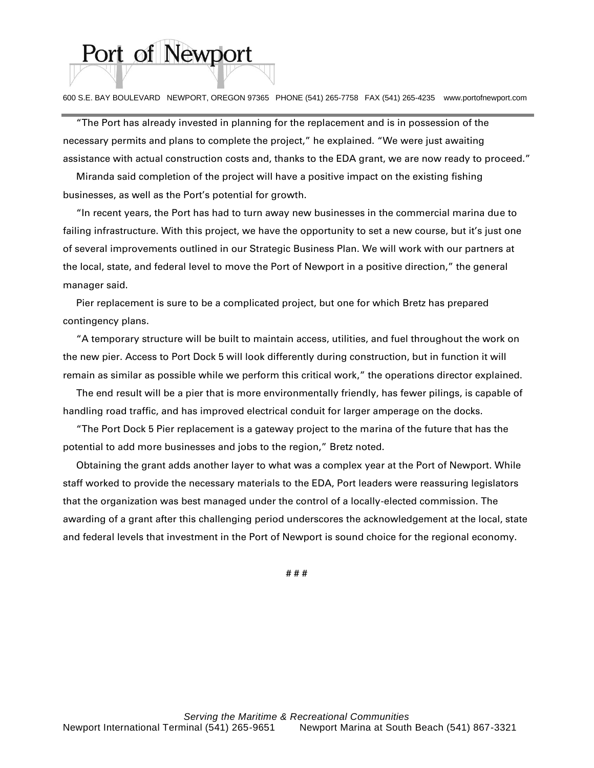"The Port has already invested in planning for the replacement and is in possession of the necessary permits and plans to complete the project," he explained. "We were just awaiting assistance with actual construction costs and, thanks to the EDA grant, we are now ready to proceed."

Miranda said completion of the project will have a positive impact on the existing fishing businesses, as well as the Port's potential for growth.

"In recent years, the Port has had to turn away new businesses in the commercial marina due to failing infrastructure. With this project, we have the opportunity to set a new course, but it's just one of several improvements outlined in our Strategic Business Plan. We will work with our partners at the local, state, and federal level to move the Port of Newport in a positive direction," the general manager said.

Pier replacement is sure to be a complicated project, but one for which Bretz has prepared contingency plans.

"A temporary structure will be built to maintain access, utilities, and fuel throughout the work on the new pier. Access to Port Dock 5 will look differently during construction, but in function it will remain as similar as possible while we perform this critical work," the operations director explained.

The end result will be a pier that is more environmentally friendly, has fewer pilings, is capable of handling road traffic, and has improved electrical conduit for larger amperage on the docks.

"The Port Dock 5 Pier replacement is a gateway project to the marina of the future that has the potential to add more businesses and jobs to the region," Bretz noted.

Obtaining the grant adds another layer to what was a complex year at the Port of Newport. While staff worked to provide the necessary materials to the EDA, Port leaders were reassuring legislators that the organization was best managed under the control of a locally-elected commission. The awarding of a grant after this challenging period underscores the acknowledgement at the local, state and federal levels that investment in the Port of Newport is sound choice for the regional economy.

# # #